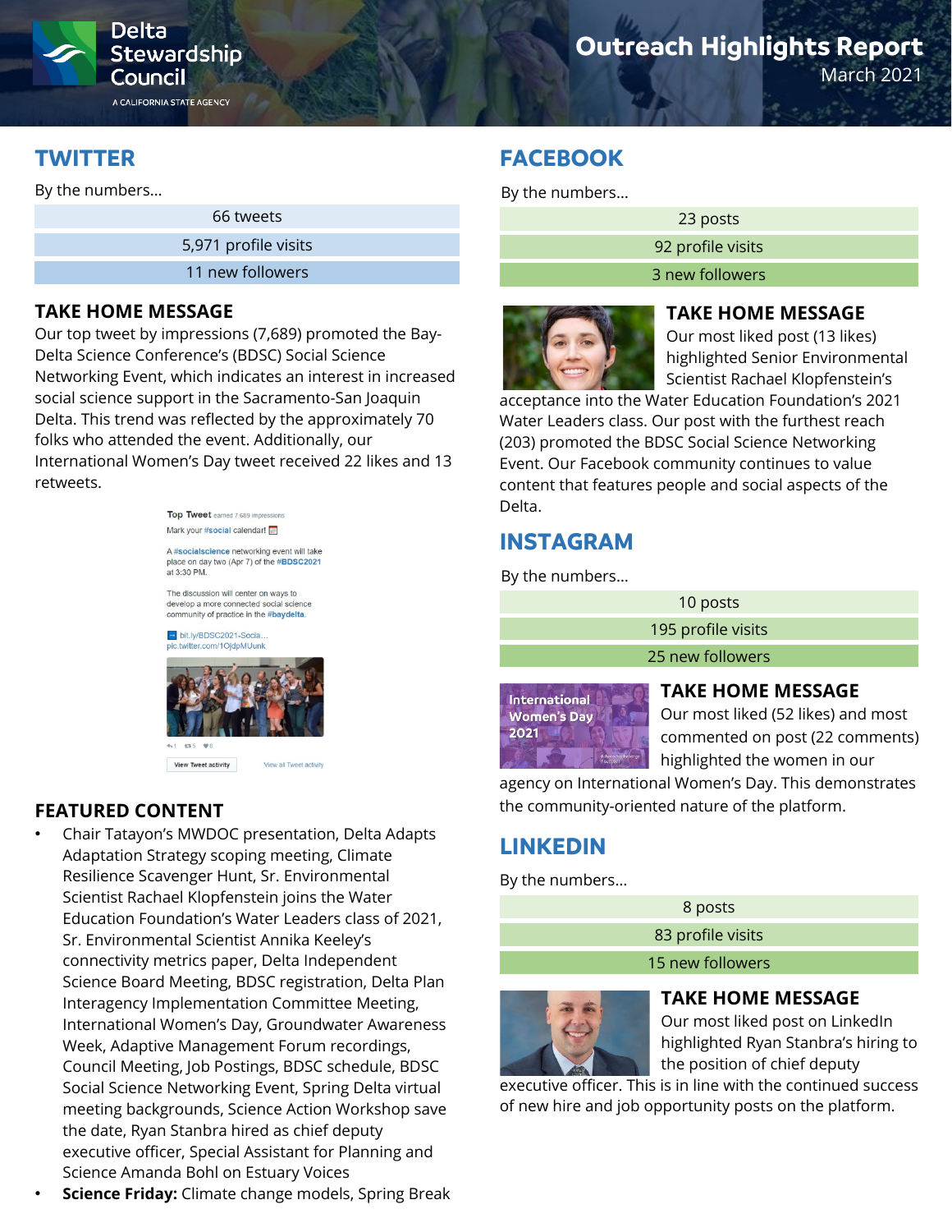Delta Stewardship Council

A CALIFORNIA STATE AGENCY

# Outreach Highlights Report

March 2021

## TWITTER

By the numbers…

| |
|---|
| 66 tweets |
| 5,971 profile visits |
| 11 new followers |

### TAKE HOME MESSAGE

Our top tweet by impressions (7,689) promoted the Bay-Delta Science Conference's (BDSC) Social Science Networking Event, which indicates an interest in increased social science support in the Sacramento-San Joaquin Delta. This trend was reflected by the approximately 70 folks who attended the event. Additionally, our International Women's Day tweet received 22 likes and 13 retweets.

### FEATURED CONTENT

- Chair Tatayon's MWDOC presentation, Delta Adapts Adaptation Strategy scoping meeting, Climate Resilience Scavenger Hunt, Sr. Environmental Scientist Rachael Klopfenstein joins the Water Education Foundation's Water Leaders class of 2021, Sr. Environmental Scientist Annika Keeley's connectivity metrics paper, Delta Independent Science Board Meeting, BDSC registration, Delta Plan Interagency Implementation Committee Meeting, International Women's Day, Groundwater Awareness Week, Adaptive Management Forum recordings, Council Meeting, Job Postings, BDSC schedule, BDSC Social Science Networking Event, Spring Delta virtual meeting backgrounds, Science Action Workshop save the date, Ryan Stanbra hired as chief deputy executive officer, Special Assistant for Planning and Science Amanda Bohl on Estuary Voices
- **Science Friday:** Climate change models, Spring Break

## FACEBOOK

By the numbers…

| |
|---|
| 23 posts |
| 92 profile visits |
| 3 new followers |

### TAKE HOME MESSAGE

Our most liked post (13 likes) highlighted Senior Environmental Scientist Rachael Klopfenstein's acceptance into the Water Education Foundation's 2021 Water Leaders class. Our post with the furthest reach (203) promoted the BDSC Social Science Networking Event. Our Facebook community continues to value content that features people and social aspects of the Delta.

## INSTAGRAM

By the numbers…

| |
|---|
| 10 posts |
| 195 profile visits |
| 25 new followers |

### TAKE HOME MESSAGE

Our most liked (52 likes) and most commented on post (22 comments) highlighted the women in our agency on International Women's Day. This demonstrates the community-oriented nature of the platform.

## LINKEDIN

By the numbers…

| |
|---|
| 8 posts |
| 83 profile visits |
| 15 new followers |

### TAKE HOME MESSAGE

Our most liked post on LinkedIn highlighted Ryan Stanbra's hiring to the position of chief deputy executive officer. This is in line with the continued success of new hire and job opportunity posts on the platform.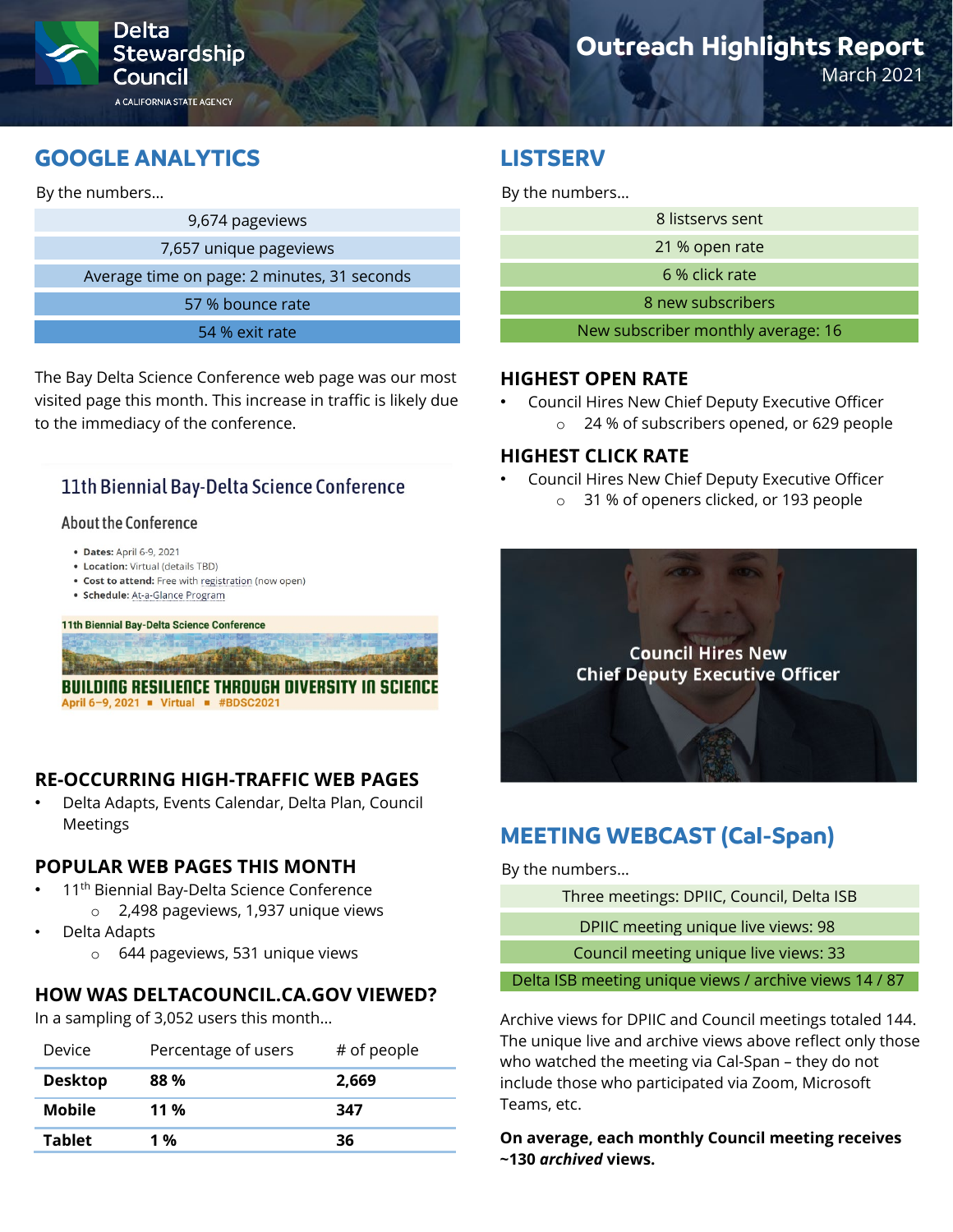# Outreach Highlights Report

March 2021

## GOOGLE ANALYTICS

By the numbers…

- 9,674 pageviews
- 7,657 unique pageviews
- Average time on page: 2 minutes, 31 seconds
- 57 % bounce rate
- 54 % exit rate

The Bay Delta Science Conference web page was our most visited page this month. This increase in traffic is likely due to the immediacy of the conference.

11th Biennial Bay-Delta Science Conference

About the Conference

- Dates: April 6-9, 2021
- Location: Virtual (details TBD)
- Cost to attend: Free with registration (now open)
- Schedule: At-a-Glance Program

11th Biennial Bay-Delta Science Conference

BUILDING RESILIENCE THROUGH DIVERSITY IN SCIENCE

April 6–9, 2021 ▪ Virtual ▪ #BDSC2021

### RE-OCCURRING HIGH-TRAFFIC WEB PAGES

- Delta Adapts, Events Calendar, Delta Plan, Council Meetings

### POPULAR WEB PAGES THIS MONTH

- 11th Biennial Bay-Delta Science Conference
  - 2,498 pageviews, 1,937 unique views
- Delta Adapts
  - 644 pageviews, 531 unique views

### HOW WAS DELTACOUNCIL.CA.GOV VIEWED?

In a sampling of 3,052 users this month…

| Device | Percentage of users | # of people |
|---|---|---|
| **Desktop** | **88 %** | **2,669** |
| **Mobile** | **11 %** | **347** |
| **Tablet** | **1 %** | **36** |

## LISTSERV

By the numbers…

- 8 listservs sent
- 21 % open rate
- 6 % click rate
- 8 new subscribers
- New subscriber monthly average: 16

### HIGHEST OPEN RATE

- Council Hires New Chief Deputy Executive Officer
  - 24 % of subscribers opened, or 629 people

### HIGHEST CLICK RATE

- Council Hires New Chief Deputy Executive Officer
  - 31 % of openers clicked, or 193 people

Council Hires New Chief Deputy Executive Officer

## MEETING WEBCAST (Cal-Span)

By the numbers…

- Three meetings: DPIIC, Council, Delta ISB
- DPIIC meeting unique live views: 98
- Council meeting unique live views: 33
- Delta ISB meeting unique views / archive views 14 / 87

Archive views for DPIIC and Council meetings totaled 144. The unique live and archive views above reflect only those who watched the meeting via Cal-Span – they do not include those who participated via Zoom, Microsoft Teams, etc.

**On average, each monthly Council meeting receives ~130 *archived* views.**